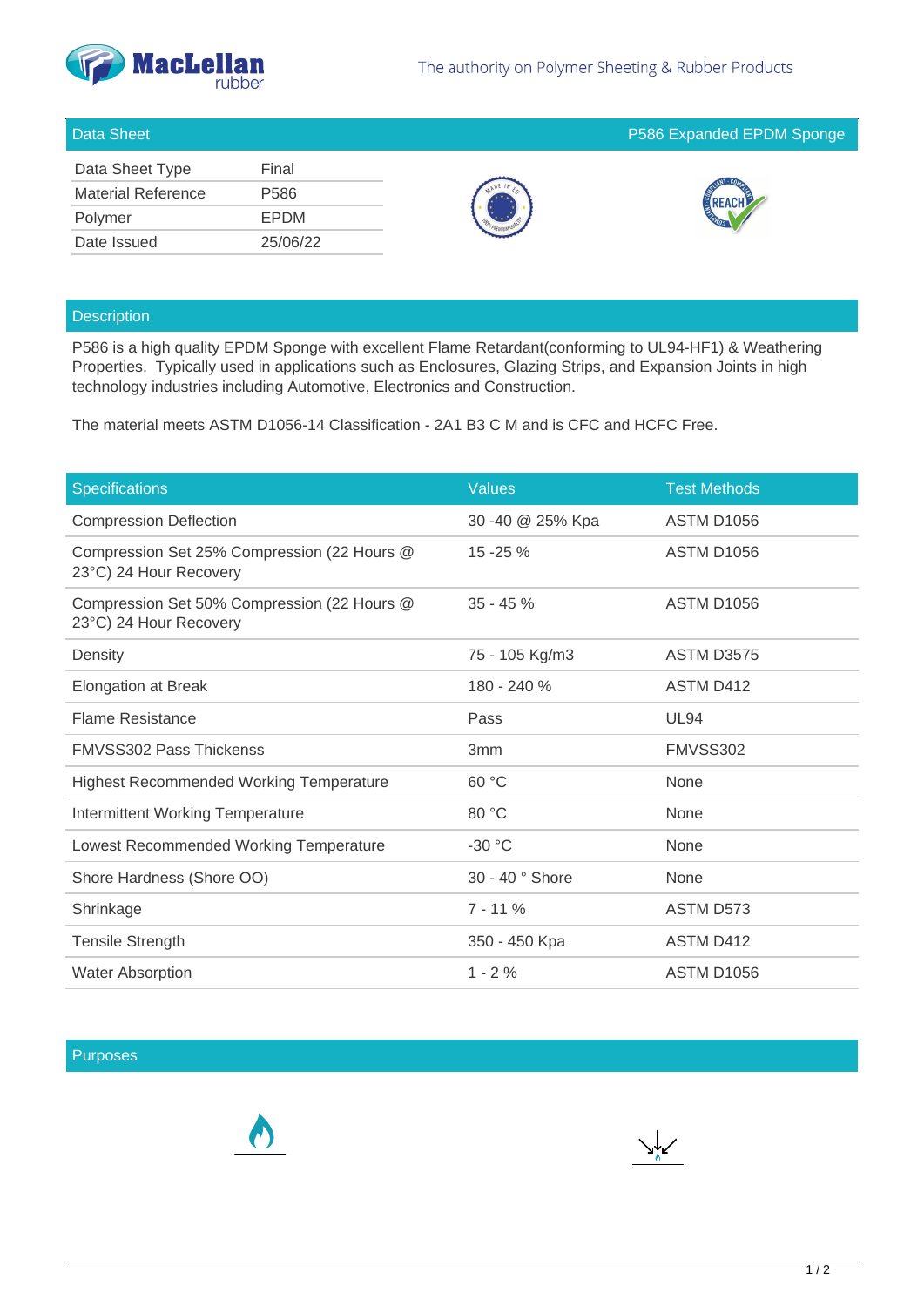MacLellan rubber

The authority on Polymer Sheeting & Rubber Products

## Data Sheet — P586 Expanded EPDM Sponge

| | |
|---|---|
| Data Sheet Type | Final |
| Material Reference | P586 |
| Polymer | EPDM |
| Date Issued | 25/06/22 |

## Description

P586 is a high quality EPDM Sponge with excellent Flame Retardant(conforming to UL94-HF1) & Weathering Properties. Typically used in applications such as Enclosures, Glazing Strips, and Expansion Joints in high technology industries including Automotive, Electronics and Construction.

The material meets ASTM D1056-14 Classification - 2A1 B3 C M and is CFC and HCFC Free.

| Specifications | Values | Test Methods |
|---|---|---|
| Compression Deflection | 30 -40 @ 25% Kpa | ASTM D1056 |
| Compression Set 25% Compression (22 Hours @ 23°C) 24 Hour Recovery | 15 -25 % | ASTM D1056 |
| Compression Set 50% Compression (22 Hours @ 23°C) 24 Hour Recovery | 35 - 45 % | ASTM D1056 |
| Density | 75 - 105 Kg/m3 | ASTM D3575 |
| Elongation at Break | 180 - 240 % | ASTM D412 |
| Flame Resistance | Pass | UL94 |
| FMVSS302 Pass Thickenss | 3mm | FMVSS302 |
| Highest Recommended Working Temperature | 60 °C | None |
| Intermittent Working Temperature | 80 °C | None |
| Lowest Recommended Working Temperature | -30 °C | None |
| Shore Hardness (Shore OO) | 30 - 40 ° Shore | None |
| Shrinkage | 7 - 11 % | ASTM D573 |
| Tensile Strength | 350 - 450 Kpa | ASTM D412 |
| Water Absorption | 1 - 2 % | ASTM D1056 |

## Purposes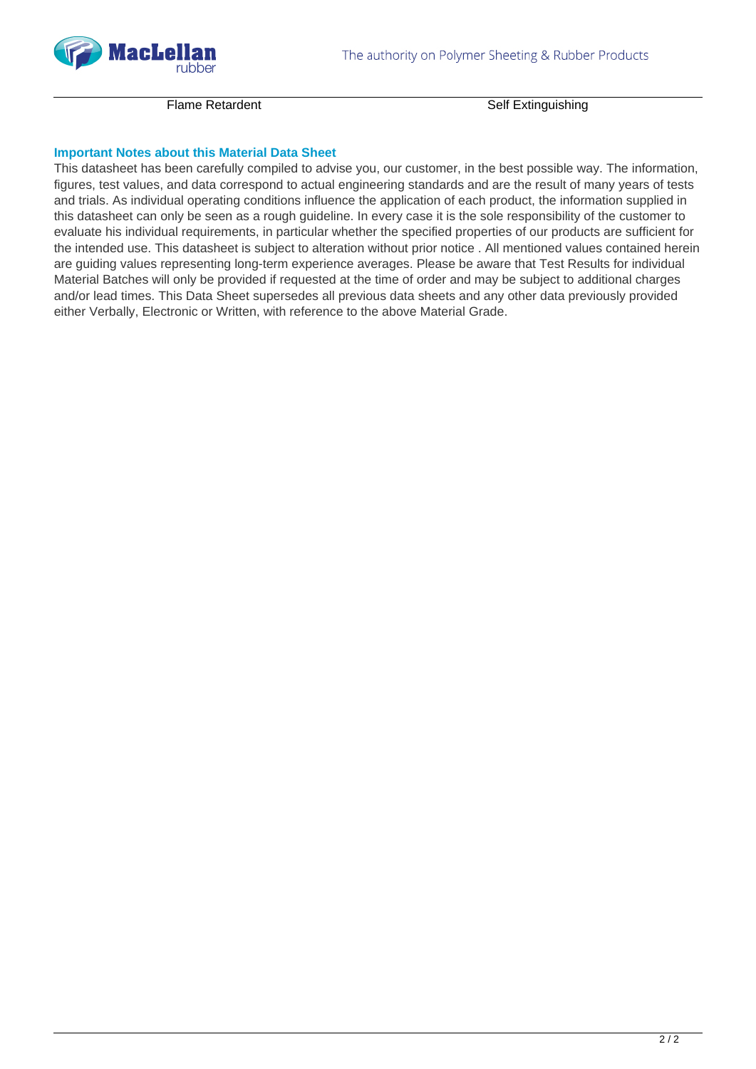| | |
|---|---|
| Flame Retardent | Self Extinguishing |

**Important Notes about this Material Data Sheet**

This datasheet has been carefully compiled to advise you, our customer, in the best possible way. The information, figures, test values, and data correspond to actual engineering standards and are the result of many years of tests and trials. As individual operating conditions influence the application of each product, the information supplied in this datasheet can only be seen as a rough guideline. In every case it is the sole responsibility of the customer to evaluate his individual requirements, in particular whether the specified properties of our products are sufficient for the intended use. This datasheet is subject to alteration without prior notice . All mentioned values contained herein are guiding values representing long-term experience averages. Please be aware that Test Results for individual Material Batches will only be provided if requested at the time of order and may be subject to additional charges and/or lead times. This Data Sheet supersedes all previous data sheets and any other data previously provided either Verbally, Electronic or Written, with reference to the above Material Grade.